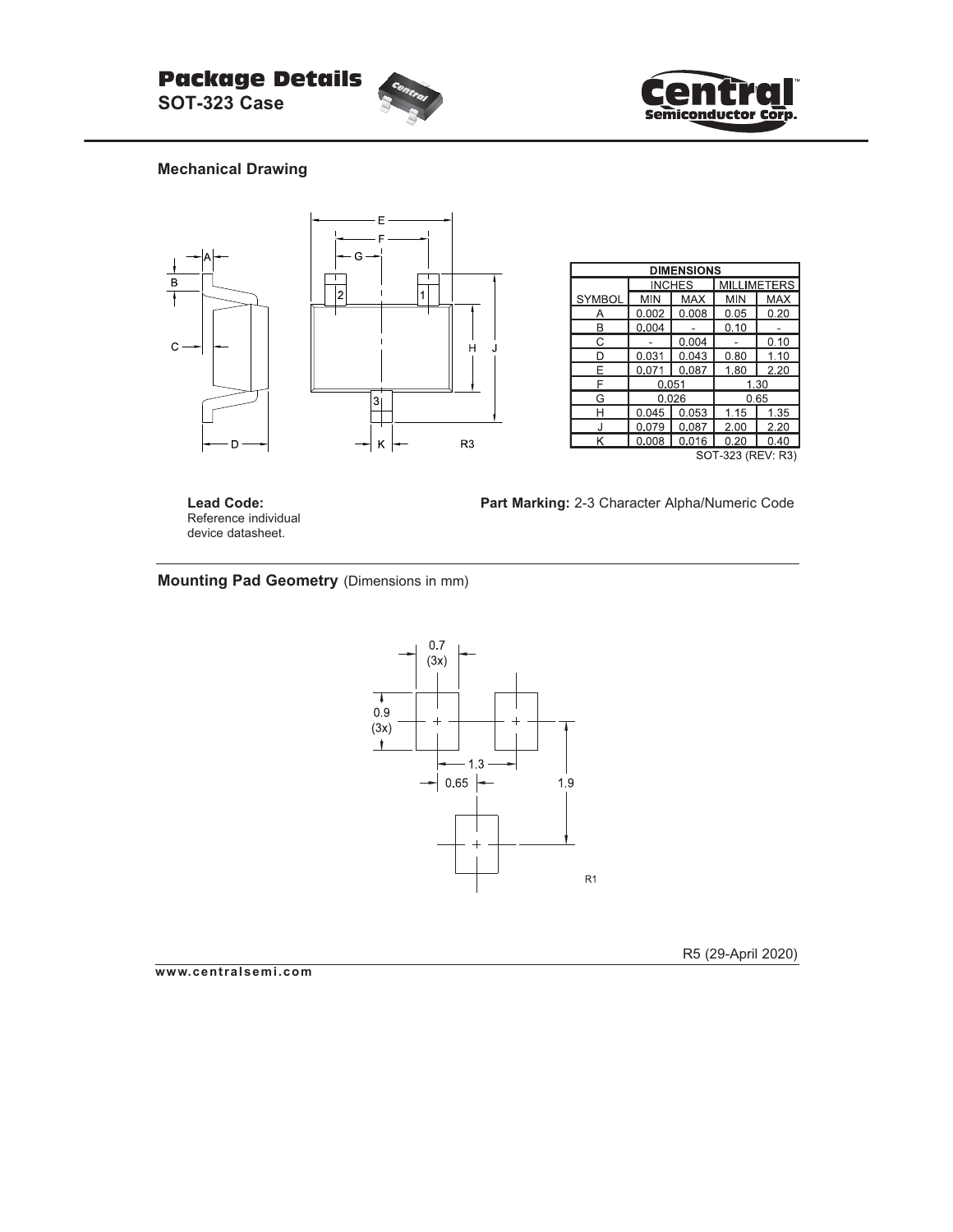# Package Details

**SOT-323 Case**

## Mechanical Drawing

| DIMENSIONS | | | | |
|---|---|---|---|---|
| | INCHES | | MILLIMETERS | |
| SYMBOL | MIN | MAX | MIN | MAX |
| A | 0.002 | 0.008 | 0.05 | 0.20 |
| B | 0.004 | - | 0.10 | - |
| C | - | 0.004 | - | 0.10 |
| D | 0.031 | 0.043 | 0.80 | 1.10 |
| E | 0.071 | 0.087 | 1.80 | 2.20 |
| F | 0.051 | | 1.30 | |
| G | 0.026 | | 0.65 | |
| H | 0.045 | 0.053 | 1.15 | 1.35 |
| J | 0.079 | 0.087 | 2.00 | 2.20 |
| K | 0.008 | 0.016 | 0.20 | 0.40 |

SOT-323 (REV: R3)

**Lead Code:** Reference individual device datasheet.

**Part Marking:** 2-3 Character Alpha/Numeric Code

## Mounting Pad Geometry (Dimensions in mm)

R5 (29-April 2020)

www.centralsemi.com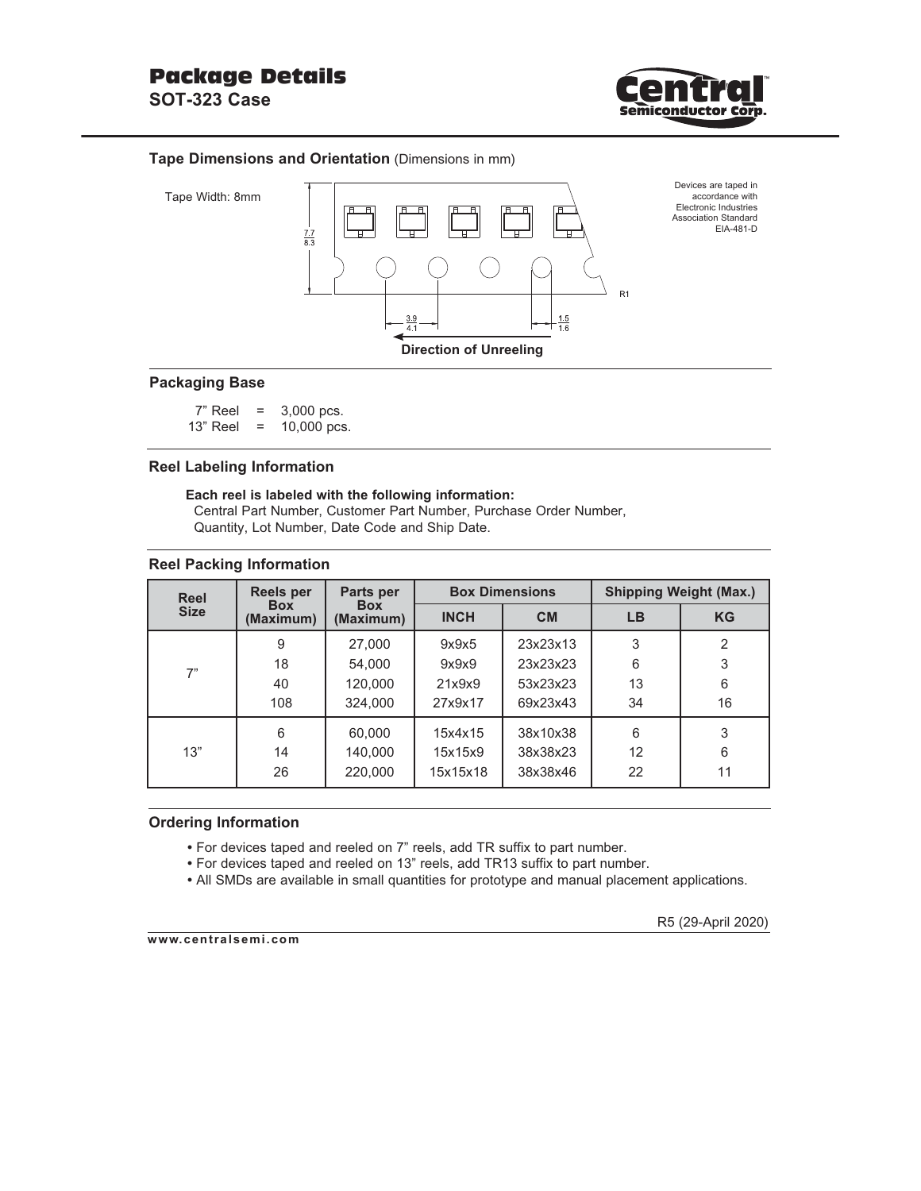# Package Details

## SOT-323 Case

### Tape Dimensions and Orientation (Dimensions in mm)

Tape Width: 8mm

7.7 / 8.3

3.9 / 4.1

1.5 / 1.6

R1

**Direction of Unreeling**

Devices are taped in accordance with Electronic Industries Association Standard EIA-481-D

### Packaging Base

7" Reel = 3,000 pcs.
13" Reel = 10,000 pcs.

### Reel Labeling Information

**Each reel is labeled with the following information:**
Central Part Number, Customer Part Number, Purchase Order Number, Quantity, Lot Number, Date Code and Ship Date.

### Reel Packing Information

| Reel Size | Reels per Box (Maximum) | Parts per Box (Maximum) | Box Dimensions | | Shipping Weight (Max.) | |
|---|---|---|---|---|---|---|
| | | | INCH | CM | LB | KG |
| 7" | 9 | 27,000 | 9x9x5 | 23x23x13 | 3 | 2 |
| | 18 | 54,000 | 9x9x9 | 23x23x23 | 6 | 3 |
| | 40 | 120,000 | 21x9x9 | 53x23x23 | 13 | 6 |
| | 108 | 324,000 | 27x9x17 | 69x23x43 | 34 | 16 |
| 13" | 6 | 60,000 | 15x4x15 | 38x10x38 | 6 | 3 |
| | 14 | 140,000 | 15x15x9 | 38x38x23 | 12 | 6 |
| | 26 | 220,000 | 15x15x18 | 38x38x46 | 22 | 11 |

### Ordering Information

- For devices taped and reeled on 7" reels, add TR suffix to part number.
- For devices taped and reeled on 13" reels, add TR13 suffix to part number.
- All SMDs are available in small quantities for prototype and manual placement applications.

R5 (29-April 2020)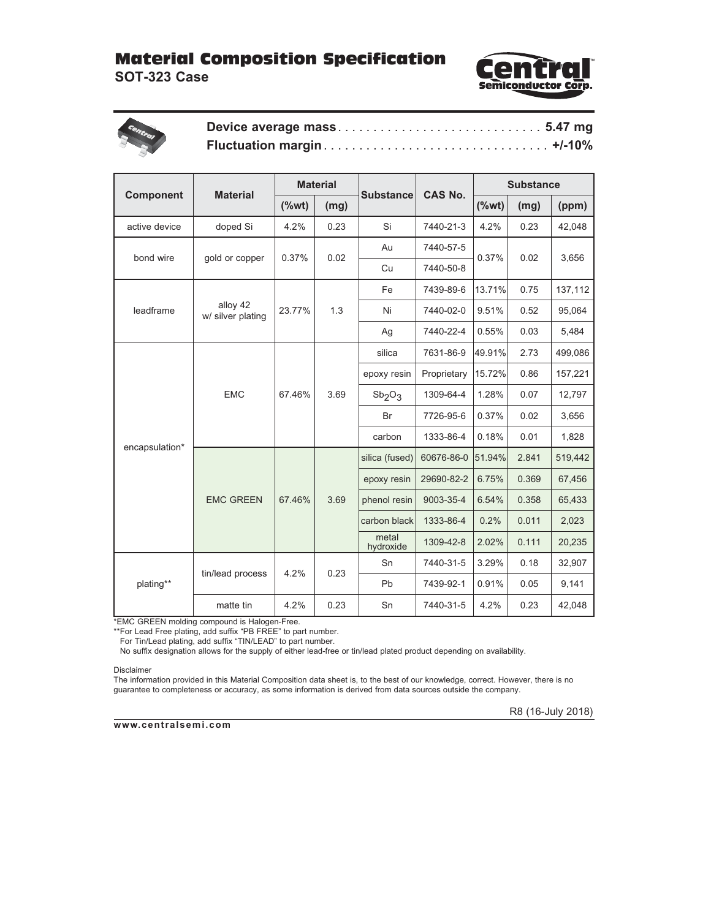# Material Composition Specification

## SOT-323 Case

**Device average mass** . . . . . . . . . . . . . . . . . . . . . . . . . . . . **5.47 mg**
**Fluctuation margin** . . . . . . . . . . . . . . . . . . . . . . . . . . . . . . **+/-10%**

| Component | Material | Material | | Substance | CAS No. | Substance | | |
|---|---|---|---|---|---|---|---|---|
| | | (%wt) | (mg) | | | (%wt) | (mg) | (ppm) |
| active device | doped Si | 4.2% | 0.23 | Si | 7440-21-3 | 4.2% | 0.23 | 42,048 |
| bond wire | gold or copper | 0.37% | 0.02 | Au | 7440-57-5 | 0.37% | 0.02 | 3,656 |
| | | | | Cu | 7440-50-8 | | | |
| leadframe | alloy 42 w/ silver plating | 23.77% | 1.3 | Fe | 7439-89-6 | 13.71% | 0.75 | 137,112 |
| | | | | Ni | 7440-02-0 | 9.51% | 0.52 | 95,064 |
| | | | | Ag | 7440-22-4 | 0.55% | 0.03 | 5,484 |
| encapsulation* | EMC | 67.46% | 3.69 | silica | 7631-86-9 | 49.91% | 2.73 | 499,086 |
| | | | | epoxy resin | Proprietary | 15.72% | 0.86 | 157,221 |
| | | | | $Sb_2O_3$ | 1309-64-4 | 1.28% | 0.07 | 12,797 |
| | | | | Br | 7726-95-6 | 0.37% | 0.02 | 3,656 |
| | | | | carbon | 1333-86-4 | 0.18% | 0.01 | 1,828 |
| | EMC GREEN | 67.46% | 3.69 | silica (fused) | 60676-86-0 | 51.94% | 2.841 | 519,442 |
| | | | | epoxy resin | 29690-82-2 | 6.75% | 0.369 | 67,456 |
| | | | | phenol resin | 9003-35-4 | 6.54% | 0.358 | 65,433 |
| | | | | carbon black | 1333-86-4 | 0.2% | 0.011 | 2,023 |
| | | | | metal hydroxide | 1309-42-8 | 2.02% | 0.111 | 20,235 |
| plating** | tin/lead process | 4.2% | 0.23 | Sn | 7440-31-5 | 3.29% | 0.18 | 32,907 |
| | | | | Pb | 7439-92-1 | 0.91% | 0.05 | 9,141 |
| | matte tin | 4.2% | 0.23 | Sn | 7440-31-5 | 4.2% | 0.23 | 42,048 |

*EMC GREEN molding compound is Halogen-Free.

**For Lead Free plating, add suffix "PB FREE" to part number.
For Tin/Lead plating, add suffix "TIN/LEAD" to part number.
No suffix designation allows for the supply of either lead-free or tin/lead plated product depending on availability.

Disclaimer

The information provided in this Material Composition data sheet is, to the best of our knowledge, correct. However, there is no guarantee to completeness or accuracy, as some information is derived from data sources outside the company.

R8 (16-July 2018)

www.centralsemi.com